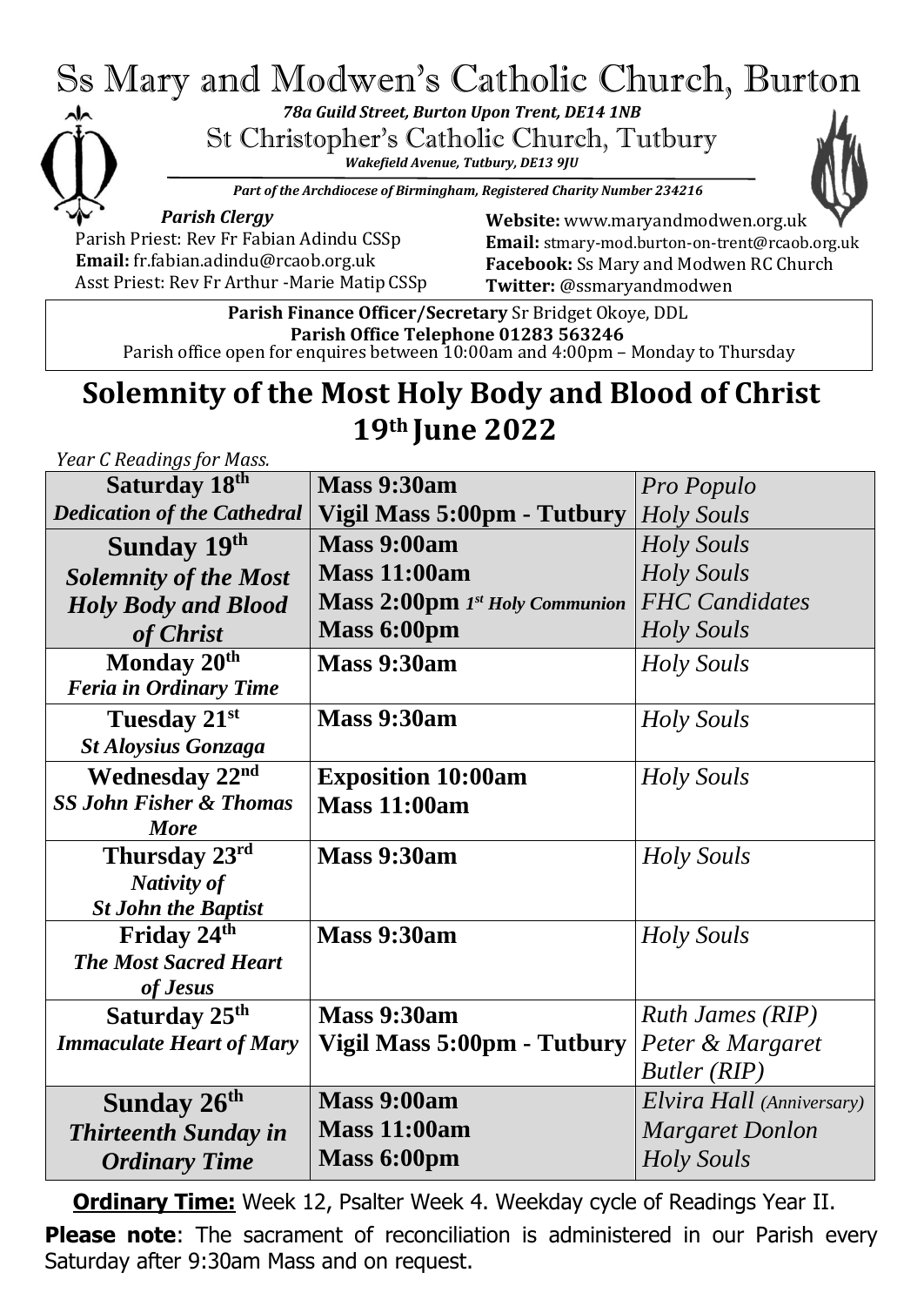# Ss Mary and Modwen's Catholic Church, Burton

*78a Guild Street, Burton Upon Trent, DE14 1NB*

St Christopher's Catholic Church, Tutbury

*Wakefield Avenue, Tutbury, DE13 9JU*

*Part of the Archdiocese of Birmingham, Registered Charity Number 234216*

***Parish Clergy***

Parish Priest: Rev Fr Fabian Adindu CSSp
**Email:** fr.fabian.adindu@rcaob.org.uk
Asst Priest: Rev Fr Arthur -Marie Matip CSSp

**Website:** www.maryandmodwen.org.uk
**Email:** stmary-mod.burton-on-trent@rcaob.org.uk
**Facebook:** Ss Mary and Modwen RC Church
**Twitter:** @ssmaryandmodwen

**Parish Finance Officer/Secretary** Sr Bridget Okoye, DDL
**Parish Office Telephone 01283 563246**
Parish office open for enquires between 10:00am and 4:00pm – Monday to Thursday

## Solemnity of the Most Holy Body and Blood of Christ 19th June 2022

*Year C Readings for Mass.*

| | | |
|---|---|---|
| **Saturday 18th** *Dedication of the Cathedral* | **Mass 9:30am** **Vigil Mass 5:00pm - Tutbury** | *Pro Populo* *Holy Souls* |
| **Sunday 19th** *Solemnity of the Most Holy Body and Blood of Christ* | **Mass 9:00am** **Mass 11:00am** **Mass 2:00pm** *1st Holy Communion* **Mass 6:00pm** | *Holy Souls* *Holy Souls* *FHC Candidates* *Holy Souls* |
| **Monday 20th** *Feria in Ordinary Time* | **Mass 9:30am** | *Holy Souls* |
| **Tuesday 21st** *St Aloysius Gonzaga* | **Mass 9:30am** | *Holy Souls* |
| **Wednesday 22nd** *SS John Fisher & Thomas More* | **Exposition 10:00am** **Mass 11:00am** | *Holy Souls* |
| **Thursday 23rd** *Nativity of St John the Baptist* | **Mass 9:30am** | *Holy Souls* |
| **Friday 24th** *The Most Sacred Heart of Jesus* | **Mass 9:30am** | *Holy Souls* |
| **Saturday 25th** *Immaculate Heart of Mary* | **Mass 9:30am** **Vigil Mass 5:00pm - Tutbury** | *Ruth James (RIP)* *Peter & Margaret Butler (RIP)* |
| **Sunday 26th** *Thirteenth Sunday in Ordinary Time* | **Mass 9:00am** **Mass 11:00am** **Mass 6:00pm** | *Elvira Hall (Anniversary)* *Margaret Donlon* *Holy Souls* |

**Ordinary Time:** Week 12, Psalter Week 4. Weekday cycle of Readings Year II.

**Please note**: The sacrament of reconciliation is administered in our Parish every Saturday after 9:30am Mass and on request.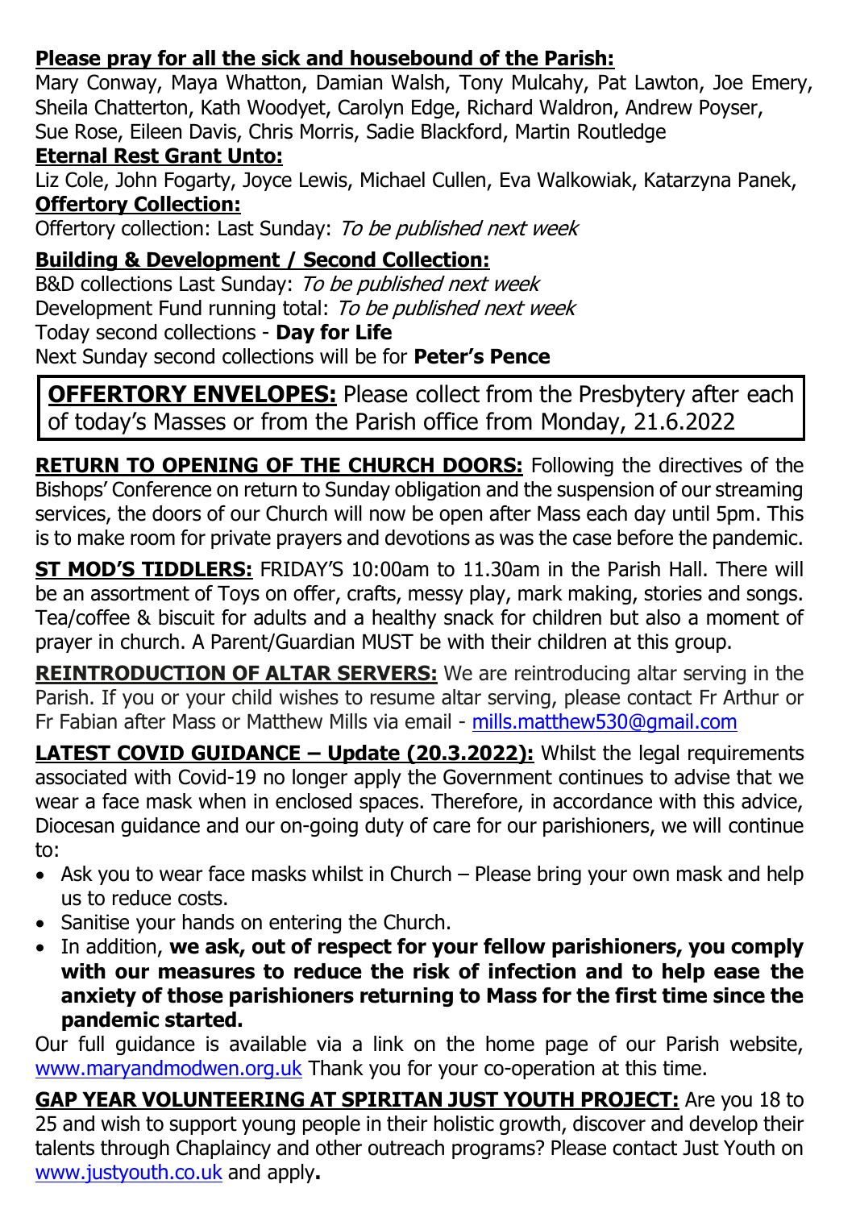**Please pray for all the sick and housebound of the Parish:**

Mary Conway, Maya Whatton, Damian Walsh, Tony Mulcahy, Pat Lawton, Joe Emery, Sheila Chatterton, Kath Woodyet, Carolyn Edge, Richard Waldron, Andrew Poyser, Sue Rose, Eileen Davis, Chris Morris, Sadie Blackford, Martin Routledge

**Eternal Rest Grant Unto:**

Liz Cole, John Fogarty, Joyce Lewis, Michael Cullen, Eva Walkowiak, Katarzyna Panek,

**Offertory Collection:**

Offertory collection: Last Sunday: *To be published next week*

**Building & Development / Second Collection:**

B&D collections Last Sunday: *To be published next week*
Development Fund running total: *To be published next week*
Today second collections - **Day for Life**
Next Sunday second collections will be for **Peter's Pence**

**OFFERTORY ENVELOPES:** Please collect from the Presbytery after each of today's Masses or from the Parish office from Monday, 21.6.2022

**RETURN TO OPENING OF THE CHURCH DOORS:** Following the directives of the Bishops' Conference on return to Sunday obligation and the suspension of our streaming services, the doors of our Church will now be open after Mass each day until 5pm. This is to make room for private prayers and devotions as was the case before the pandemic.

**ST MOD'S TIDDLERS:** FRIDAY'S 10:00am to 11.30am in the Parish Hall. There will be an assortment of Toys on offer, crafts, messy play, mark making, stories and songs. Tea/coffee & biscuit for adults and a healthy snack for children but also a moment of prayer in church. A Parent/Guardian MUST be with their children at this group.

**REINTRODUCTION OF ALTAR SERVERS:** We are reintroducing altar serving in the Parish. If you or your child wishes to resume altar serving, please contact Fr Arthur or Fr Fabian after Mass or Matthew Mills via email - mills.matthew530@gmail.com

**LATEST COVID GUIDANCE – Update (20.3.2022):** Whilst the legal requirements associated with Covid-19 no longer apply the Government continues to advise that we wear a face mask when in enclosed spaces. Therefore, in accordance with this advice, Diocesan guidance and our on-going duty of care for our parishioners, we will continue to:

- Ask you to wear face masks whilst in Church – Please bring your own mask and help us to reduce costs.
- Sanitise your hands on entering the Church.
- In addition, **we ask, out of respect for your fellow parishioners, you comply with our measures to reduce the risk of infection and to help ease the anxiety of those parishioners returning to Mass for the first time since the pandemic started.**

Our full guidance is available via a link on the home page of our Parish website, www.maryandmodwen.org.uk Thank you for your co-operation at this time.

**GAP YEAR VOLUNTEERING AT SPIRITAN JUST YOUTH PROJECT:** Are you 18 to 25 and wish to support young people in their holistic growth, discover and develop their talents through Chaplaincy and other outreach programs? Please contact Just Youth on www.justyouth.co.uk and apply**.**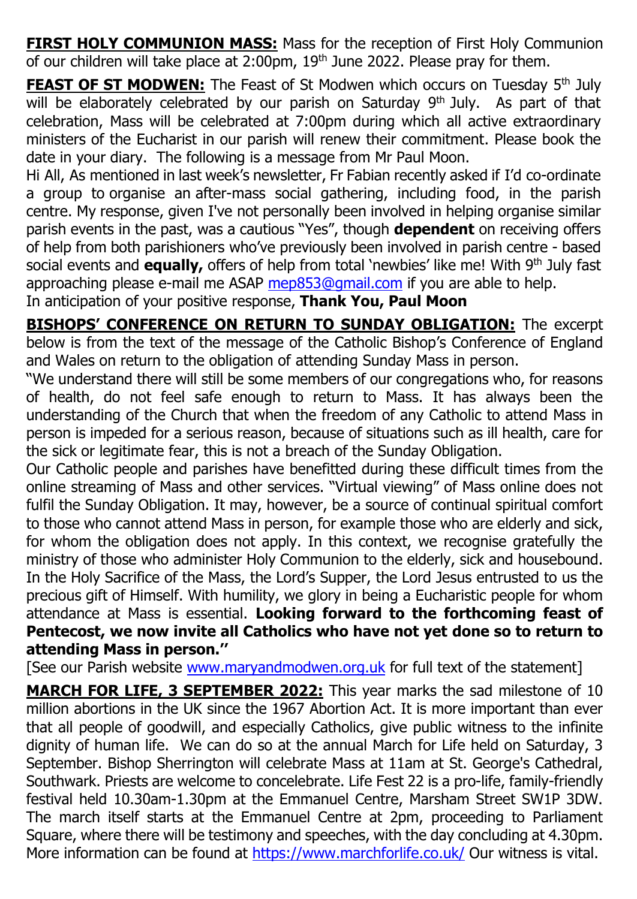**FIRST HOLY COMMUNION MASS:** Mass for the reception of First Holy Communion of our children will take place at 2:00pm, 19th June 2022. Please pray for them.

**FEAST OF ST MODWEN:** The Feast of St Modwen which occurs on Tuesday 5th July will be elaborately celebrated by our parish on Saturday 9th July. As part of that celebration, Mass will be celebrated at 7:00pm during which all active extraordinary ministers of the Eucharist in our parish will renew their commitment. Please book the date in your diary. The following is a message from Mr Paul Moon.

Hi All, As mentioned in last week's newsletter, Fr Fabian recently asked if I'd co-ordinate a group to organise an after-mass social gathering, including food, in the parish centre. My response, given I've not personally been involved in helping organise similar parish events in the past, was a cautious "Yes", though **dependent** on receiving offers of help from both parishioners who've previously been involved in parish centre - based social events and **equally,** offers of help from total 'newbies' like me! With 9th July fast approaching please e-mail me ASAP mep853@gmail.com if you are able to help.

In anticipation of your positive response, **Thank You, Paul Moon**

**BISHOPS' CONFERENCE ON RETURN TO SUNDAY OBLIGATION:** The excerpt below is from the text of the message of the Catholic Bishop's Conference of England and Wales on return to the obligation of attending Sunday Mass in person.

"We understand there will still be some members of our congregations who, for reasons of health, do not feel safe enough to return to Mass. It has always been the understanding of the Church that when the freedom of any Catholic to attend Mass in person is impeded for a serious reason, because of situations such as ill health, care for the sick or legitimate fear, this is not a breach of the Sunday Obligation.

Our Catholic people and parishes have benefitted during these difficult times from the online streaming of Mass and other services. "Virtual viewing" of Mass online does not fulfil the Sunday Obligation. It may, however, be a source of continual spiritual comfort to those who cannot attend Mass in person, for example those who are elderly and sick, for whom the obligation does not apply. In this context, we recognise gratefully the ministry of those who administer Holy Communion to the elderly, sick and housebound. In the Holy Sacrifice of the Mass, the Lord's Supper, the Lord Jesus entrusted to us the precious gift of Himself. With humility, we glory in being a Eucharistic people for whom attendance at Mass is essential. **Looking forward to the forthcoming feast of Pentecost, we now invite all Catholics who have not yet done so to return to attending Mass in person."**

[See our Parish website www.maryandmodwen.org.uk for full text of the statement]

**MARCH FOR LIFE, 3 SEPTEMBER 2022:** This year marks the sad milestone of 10 million abortions in the UK since the 1967 Abortion Act. It is more important than ever that all people of goodwill, and especially Catholics, give public witness to the infinite dignity of human life. We can do so at the annual March for Life held on Saturday, 3 September. Bishop Sherrington will celebrate Mass at 11am at St. George's Cathedral, Southwark. Priests are welcome to concelebrate. Life Fest 22 is a pro-life, family-friendly festival held 10.30am-1.30pm at the Emmanuel Centre, Marsham Street SW1P 3DW. The march itself starts at the Emmanuel Centre at 2pm, proceeding to Parliament Square, where there will be testimony and speeches, with the day concluding at 4.30pm. More information can be found at https://www.marchforlife.co.uk/ Our witness is vital.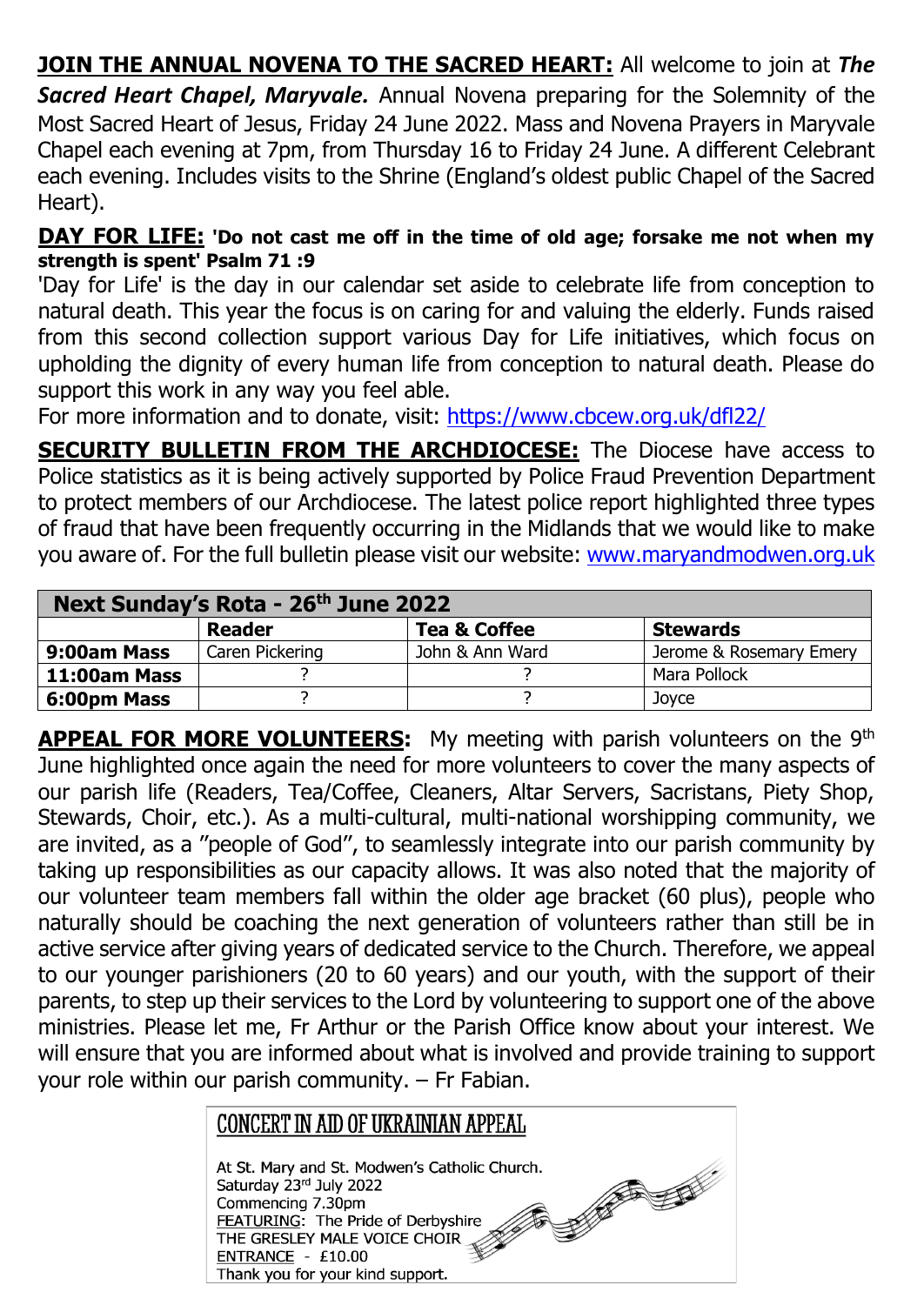**JOIN THE ANNUAL NOVENA TO THE SACRED HEART:** All welcome to join at ***The Sacred Heart Chapel, Maryvale.*** Annual Novena preparing for the Solemnity of the Most Sacred Heart of Jesus, Friday 24 June 2022. Mass and Novena Prayers in Maryvale Chapel each evening at 7pm, from Thursday 16 to Friday 24 June. A different Celebrant each evening. Includes visits to the Shrine (England's oldest public Chapel of the Sacred Heart).

**DAY FOR LIFE:** **'Do not cast me off in the time of old age; forsake me not when my strength is spent' Psalm 71 :9**

'Day for Life' is the day in our calendar set aside to celebrate life from conception to natural death. This year the focus is on caring for and valuing the elderly. Funds raised from this second collection support various Day for Life initiatives, which focus on upholding the dignity of every human life from conception to natural death. Please do support this work in any way you feel able.

For more information and to donate, visit: https://www.cbcew.org.uk/dfl22/

**SECURITY BULLETIN FROM THE ARCHDIOCESE:** The Diocese have access to Police statistics as it is being actively supported by Police Fraud Prevention Department to protect members of our Archdiocese. The latest police report highlighted three types of fraud that have been frequently occurring in the Midlands that we would like to make you aware of. For the full bulletin please visit our website: www.maryandmodwen.org.uk

**Next Sunday's Rota - 26th June 2022**

| | Reader | Tea & Coffee | Stewards |
|---|---|---|---|
| **9:00am Mass** | Caren Pickering | John & Ann Ward | Jerome & Rosemary Emery |
| **11:00am Mass** | ? | ? | Mara Pollock |
| **6:00pm Mass** | ? | ? | Joyce |

**APPEAL FOR MORE VOLUNTEERS:** My meeting with parish volunteers on the 9th June highlighted once again the need for more volunteers to cover the many aspects of our parish life (Readers, Tea/Coffee, Cleaners, Altar Servers, Sacristans, Piety Shop, Stewards, Choir, etc.). As a multi-cultural, multi-national worshipping community, we are invited, as a "people of God", to seamlessly integrate into our parish community by taking up responsibilities as our capacity allows. It was also noted that the majority of our volunteer team members fall within the older age bracket (60 plus), people who naturally should be coaching the next generation of volunteers rather than still be in active service after giving years of dedicated service to the Church. Therefore, we appeal to our younger parishioners (20 to 60 years) and our youth, with the support of their parents, to step up their services to the Lord by volunteering to support one of the above ministries. Please let me, Fr Arthur or the Parish Office know about your interest. We will ensure that you are informed about what is involved and provide training to support your role within our parish community. – Fr Fabian.

**CONCERT IN AID OF UKRAINIAN APPEAL**

At St. Mary and St. Modwen's Catholic Church.
Saturday 23rd July 2022
Commencing 7.30pm
FEATURING: The Pride of Derbyshire
THE GRESLEY MALE VOICE CHOIR
ENTRANCE - £10.00
Thank you for your kind support.